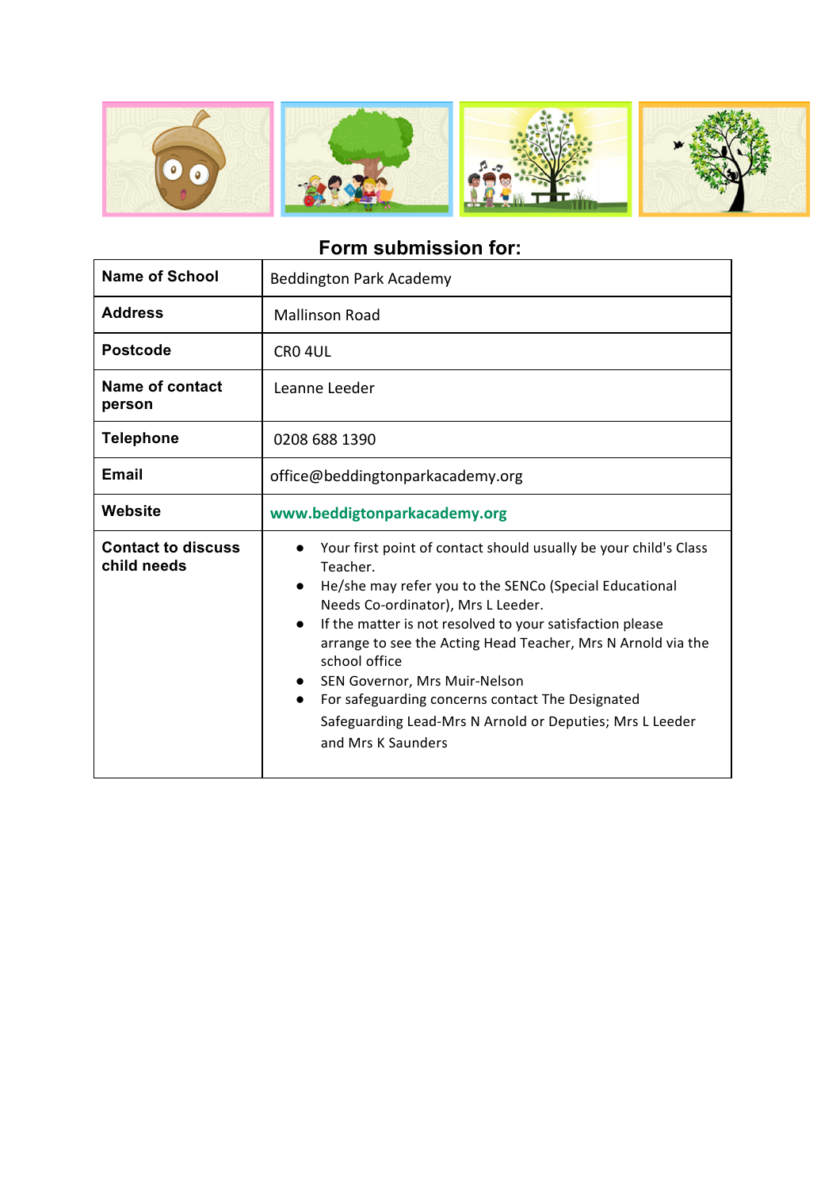## Form submission for:

| Name of School | Beddington Park Academy |
|---|---|
| Address | Mallinson Road |
| Postcode | CR0 4UL |
| Name of contact person | Leanne Leeder |
| Telephone | 0208 688 1390 |
| Email | office@beddingtonparkacademy.org |
| Website | www.beddigtonparkacademy.org |
| Contact to discuss child needs | ● Your first point of contact should usually be your child's Class Teacher.<br>● He/she may refer you to the SENCo (Special Educational Needs Co-ordinator), Mrs L Leeder.<br>● If the matter is not resolved to your satisfaction please arrange to see the Acting Head Teacher, Mrs N Arnold via the school office<br>● SEN Governor, Mrs Muir-Nelson<br>● For safeguarding concerns contact The Designated Safeguarding Lead-Mrs N Arnold or Deputies; Mrs L Leeder and Mrs K Saunders |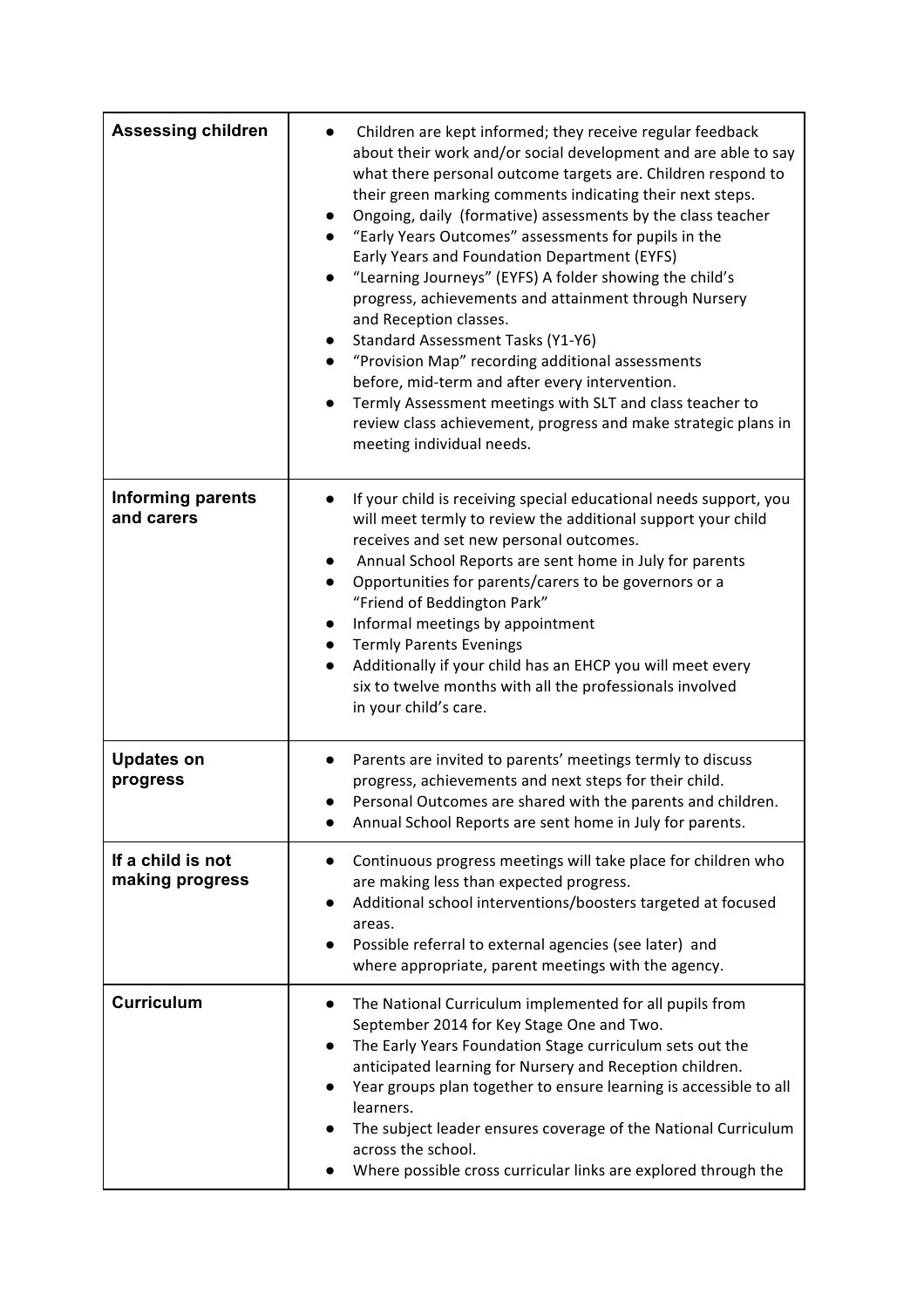| | |
|---|---|
| **Assessing children** | • Children are kept informed; they receive regular feedback about their work and/or social development and are able to say what there personal outcome targets are. Children respond to their green marking comments indicating their next steps.<br>• Ongoing, daily (formative) assessments by the class teacher<br>• "Early Years Outcomes" assessments for pupils in the Early Years and Foundation Department (EYFS)<br>• "Learning Journeys" (EYFS) A folder showing the child's progress, achievements and attainment through Nursery and Reception classes.<br>• Standard Assessment Tasks (Y1-Y6)<br>• "Provision Map" recording additional assessments before, mid-term and after every intervention.<br>• Termly Assessment meetings with SLT and class teacher to review class achievement, progress and make strategic plans in meeting individual needs. |
| **Informing parents and carers** | • If your child is receiving special educational needs support, you will meet termly to review the additional support your child receives and set new personal outcomes.<br>• Annual School Reports are sent home in July for parents<br>• Opportunities for parents/carers to be governors or a "Friend of Beddington Park"<br>• Informal meetings by appointment<br>• Termly Parents Evenings<br>• Additionally if your child has an EHCP you will meet every six to twelve months with all the professionals involved in your child's care. |
| **Updates on progress** | • Parents are invited to parents' meetings termly to discuss progress, achievements and next steps for their child.<br>• Personal Outcomes are shared with the parents and children.<br>• Annual School Reports are sent home in July for parents. |
| **If a child is not making progress** | • Continuous progress meetings will take place for children who are making less than expected progress.<br>• Additional school interventions/boosters targeted at focused areas.<br>• Possible referral to external agencies (see later) and where appropriate, parent meetings with the agency. |
| **Curriculum** | • The National Curriculum implemented for all pupils from September 2014 for Key Stage One and Two.<br>• The Early Years Foundation Stage curriculum sets out the anticipated learning for Nursery and Reception children.<br>• Year groups plan together to ensure learning is accessible to all learners.<br>• The subject leader ensures coverage of the National Curriculum across the school.<br>• Where possible cross curricular links are explored through the |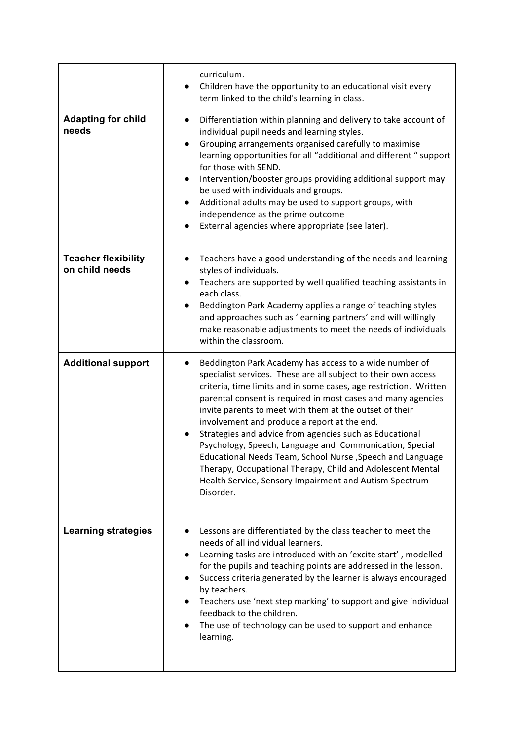| | |
|---|---|
| | curriculum.<br>● Children have the opportunity to an educational visit every term linked to the child's learning in class. |
| **Adapting for child needs** | ● Differentiation within planning and delivery to take account of individual pupil needs and learning styles.<br>● Grouping arrangements organised carefully to maximise learning opportunities for all "additional and different " support for those with SEND.<br>● Intervention/booster groups providing additional support may be used with individuals and groups.<br>● Additional adults may be used to support groups, with independence as the prime outcome<br>● External agencies where appropriate (see later). |
| **Teacher flexibility on child needs** | ● Teachers have a good understanding of the needs and learning styles of individuals.<br>● Teachers are supported by well qualified teaching assistants in each class.<br>● Beddington Park Academy applies a range of teaching styles and approaches such as 'learning partners' and will willingly make reasonable adjustments to meet the needs of individuals within the classroom. |
| **Additional support** | ● Beddington Park Academy has access to a wide number of specialist services. These are all subject to their own access criteria, time limits and in some cases, age restriction. Written parental consent is required in most cases and many agencies invite parents to meet with them at the outset of their involvement and produce a report at the end.<br>● Strategies and advice from agencies such as Educational Psychology, Speech, Language and Communication, Special Educational Needs Team, School Nurse ,Speech and Language Therapy, Occupational Therapy, Child and Adolescent Mental Health Service, Sensory Impairment and Autism Spectrum Disorder. |
| **Learning strategies** | ● Lessons are differentiated by the class teacher to meet the needs of all individual learners.<br>● Learning tasks are introduced with an 'excite start' , modelled for the pupils and teaching points are addressed in the lesson.<br>● Success criteria generated by the learner is always encouraged by teachers.<br>● Teachers use 'next step marking' to support and give individual feedback to the children.<br>● The use of technology can be used to support and enhance learning. |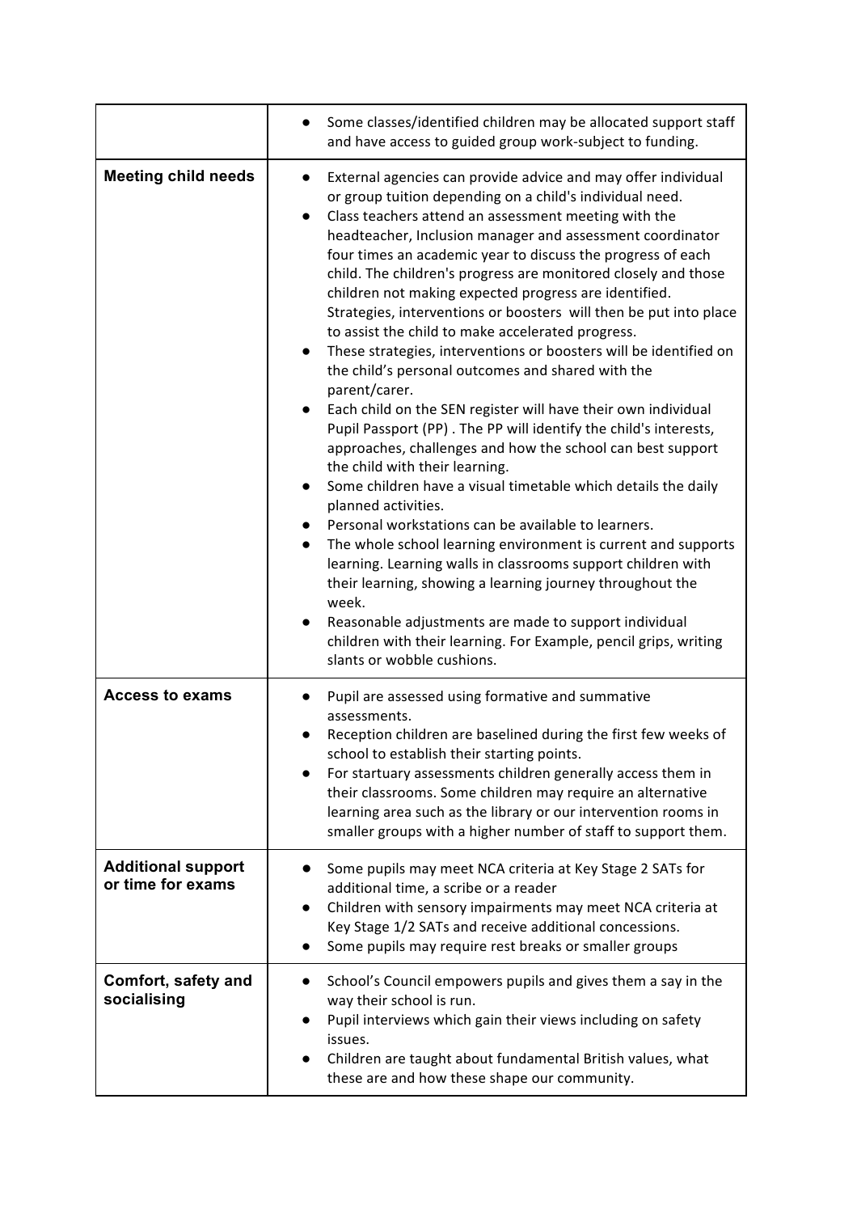| | |
|---|---|
| | ● Some classes/identified children may be allocated support staff and have access to guided group work-subject to funding. |
| **Meeting child needs** | ● External agencies can provide advice and may offer individual or group tuition depending on a child's individual need.<br>● Class teachers attend an assessment meeting with the headteacher, Inclusion manager and assessment coordinator four times an academic year to discuss the progress of each child. The children's progress are monitored closely and those children not making expected progress are identified. Strategies, interventions or boosters will then be put into place to assist the child to make accelerated progress.<br>● These strategies, interventions or boosters will be identified on the child's personal outcomes and shared with the parent/carer.<br>● Each child on the SEN register will have their own individual Pupil Passport (PP) . The PP will identify the child's interests, approaches, challenges and how the school can best support the child with their learning.<br>● Some children have a visual timetable which details the daily planned activities.<br>● Personal workstations can be available to learners.<br>● The whole school learning environment is current and supports learning. Learning walls in classrooms support children with their learning, showing a learning journey throughout the week.<br>● Reasonable adjustments are made to support individual children with their learning. For Example, pencil grips, writing slants or wobble cushions. |
| **Access to exams** | ● Pupil are assessed using formative and summative assessments.<br>● Reception children are baselined during the first few weeks of school to establish their starting points.<br>● For startuary assessments children generally access them in their classrooms. Some children may require an alternative learning area such as the library or our intervention rooms in smaller groups with a higher number of staff to support them. |
| **Additional support or time for exams** | ● Some pupils may meet NCA criteria at Key Stage 2 SATs for additional time, a scribe or a reader<br>● Children with sensory impairments may meet NCA criteria at Key Stage 1/2 SATs and receive additional concessions.<br>● Some pupils may require rest breaks or smaller groups |
| **Comfort, safety and socialising** | ● School's Council empowers pupils and gives them a say in the way their school is run.<br>● Pupil interviews which gain their views including on safety issues.<br>● Children are taught about fundamental British values, what these are and how these shape our community. |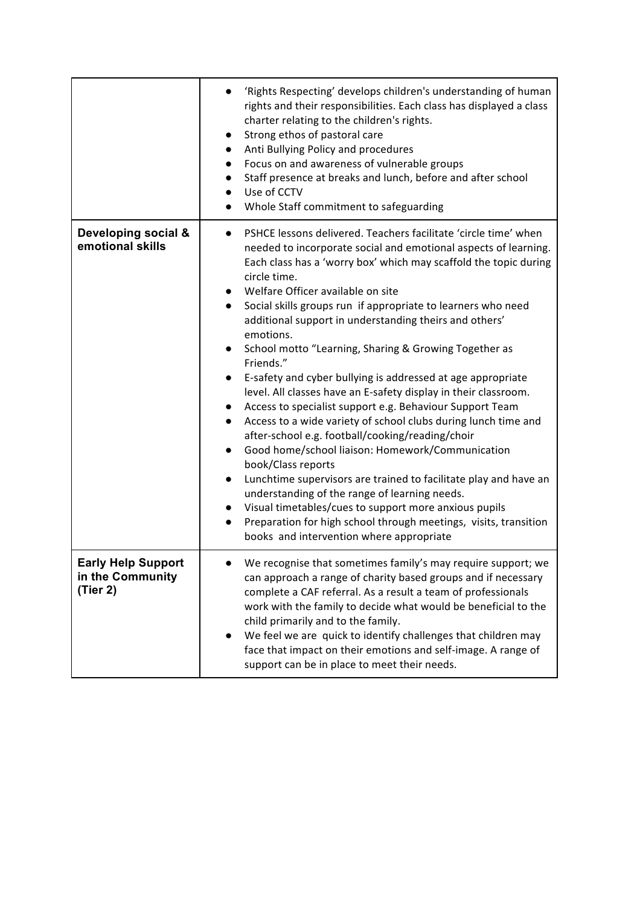| | |
|---|---|
| | • ‘Rights Respecting’ develops children's understanding of human rights and their responsibilities. Each class has displayed a class charter relating to the children's rights.<br>• Strong ethos of pastoral care<br>• Anti Bullying Policy and procedures<br>• Focus on and awareness of vulnerable groups<br>• Staff presence at breaks and lunch, before and after school<br>• Use of CCTV<br>• Whole Staff commitment to safeguarding |
| **Developing social & emotional skills** | • PSHCE lessons delivered. Teachers facilitate ‘circle time’ when needed to incorporate social and emotional aspects of learning. Each class has a ‘worry box’ which may scaffold the topic during circle time.<br>• Welfare Officer available on site<br>• Social skills groups run if appropriate to learners who need additional support in understanding theirs and others' emotions.<br>• School motto “Learning, Sharing & Growing Together as Friends.”<br>• E-safety and cyber bullying is addressed at age appropriate level. All classes have an E-safety display in their classroom.<br>• Access to specialist support e.g. Behaviour Support Team<br>• Access to a wide variety of school clubs during lunch time and after-school e.g. football/cooking/reading/choir<br>• Good home/school liaison: Homework/Communication book/Class reports<br>• Lunchtime supervisors are trained to facilitate play and have an understanding of the range of learning needs.<br>• Visual timetables/cues to support more anxious pupils<br>• Preparation for high school through meetings, visits, transition books and intervention where appropriate |
| **Early Help Support in the Community (Tier 2)** | • We recognise that sometimes family's may require support; we can approach a range of charity based groups and if necessary complete a CAF referral. As a result a team of professionals work with the family to decide what would be beneficial to the child primarily and to the family.<br>• We feel we are quick to identify challenges that children may face that impact on their emotions and self-image. A range of support can be in place to meet their needs. |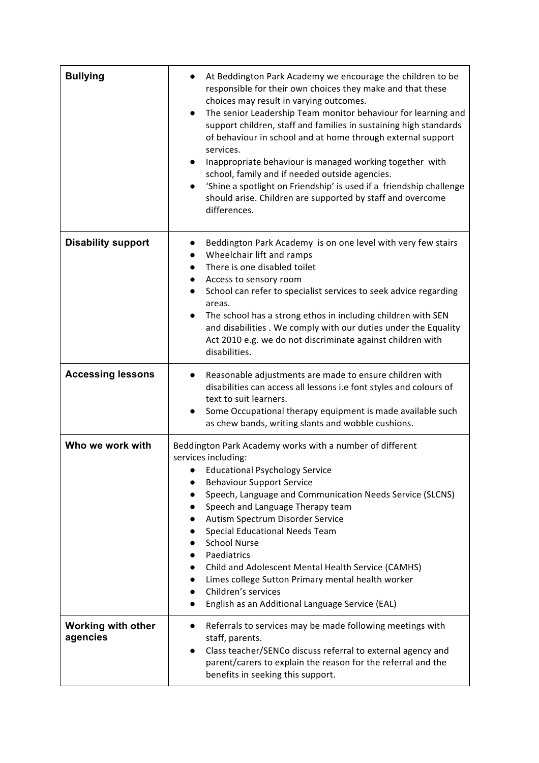| | |
|---|---|
| **Bullying** | • At Beddington Park Academy we encourage the children to be responsible for their own choices they make and that these choices may result in varying outcomes.<br>• The senior Leadership Team monitor behaviour for learning and support children, staff and families in sustaining high standards of behaviour in school and at home through external support services.<br>• Inappropriate behaviour is managed working together with school, family and if needed outside agencies.<br>• 'Shine a spotlight on Friendship' is used if a friendship challenge should arise. Children are supported by staff and overcome differences. |
| **Disability support** | • Beddington Park Academy is on one level with very few stairs<br>• Wheelchair lift and ramps<br>• There is one disabled toilet<br>• Access to sensory room<br>• School can refer to specialist services to seek advice regarding areas.<br>• The school has a strong ethos in including children with SEN and disabilities . We comply with our duties under the Equality Act 2010 e.g. we do not discriminate against children with disabilities. |
| **Accessing lessons** | • Reasonable adjustments are made to ensure children with disabilities can access all lessons i.e font styles and colours of text to suit learners.<br>• Some Occupational therapy equipment is made available such as chew bands, writing slants and wobble cushions. |
| **Who we work with** | Beddington Park Academy works with a number of different services including:<br>• Educational Psychology Service<br>• Behaviour Support Service<br>• Speech, Language and Communication Needs Service (SLCNS)<br>• Speech and Language Therapy team<br>• Autism Spectrum Disorder Service<br>• Special Educational Needs Team<br>• School Nurse<br>• Paediatrics<br>• Child and Adolescent Mental Health Service (CAMHS)<br>• Limes college Sutton Primary mental health worker<br>• Children's services<br>• English as an Additional Language Service (EAL) |
| **Working with other agencies** | • Referrals to services may be made following meetings with staff, parents.<br>• Class teacher/SENCo discuss referral to external agency and parent/carers to explain the reason for the referral and the benefits in seeking this support. |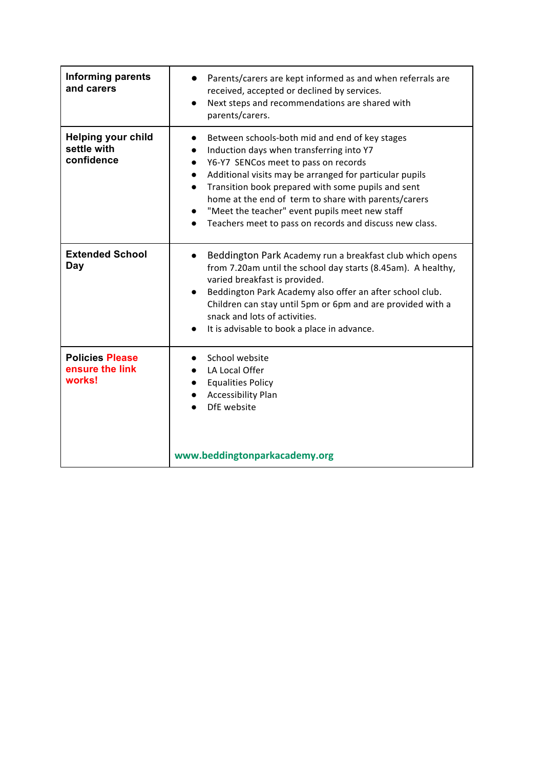| | |
|---|---|
| **Informing parents and carers** | <ul><li>Parents/carers are kept informed as and when referrals are received, accepted or declined by services.</li><li>Next steps and recommendations are shared with parents/carers.</li></ul> |
| **Helping your child settle with confidence** | <ul><li>Between schools-both mid and end of key stages</li><li>Induction days when transferring into Y7</li><li>Y6-Y7 SENCos meet to pass on records</li><li>Additional visits may be arranged for particular pupils</li><li>Transition book prepared with some pupils and sent home at the end of term to share with parents/carers</li><li>"Meet the teacher" event pupils meet new staff</li><li>Teachers meet to pass on records and discuss new class.</li></ul> |
| **Extended School Day** | <ul><li>Beddington Park Academy run a breakfast club which opens from 7.20am until the school day starts (8.45am). A healthy, varied breakfast is provided.</li><li>Beddington Park Academy also offer an after school club. Children can stay until 5pm or 6pm and are provided with a snack and lots of activities.</li><li>It is advisable to book a place in advance.</li></ul> |
| **Policies Please ensure the link works!** | <ul><li>School website</li><li>LA Local Offer</li><li>Equalities Policy</li><li>Accessibility Plan</li><li>DfE website</li></ul><br>**www.beddingtonparkacademy.org** |